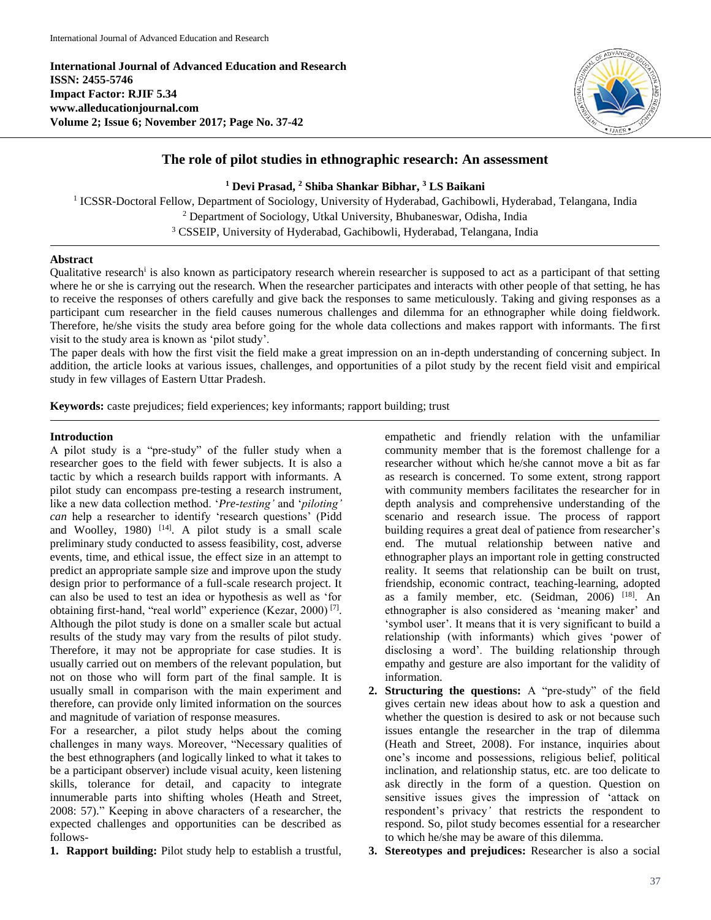**International Journal of Advanced Education and Research**
**ISSN: 2455-5746**
**Impact Factor: RJIF 5.34**
**www.alleducationjournal.com**
**Volume 2; Issue 6; November 2017; Page No. 37-42**

# The role of pilot studies in ethnographic research: An assessment

**[1] Devi Prasad, [2] Shiba Shankar Bibhar, [3] LS Baikani**

[1] ICSSR-Doctoral Fellow, Department of Sociology, University of Hyderabad, Gachibowli, Hyderabad, Telangana, India
[2] Department of Sociology, Utkal University, Bhubaneswar, Odisha, India
[3] CSSEIP, University of Hyderabad, Gachibowli, Hyderabad, Telangana, India

## Abstract

Qualitative research[i] is also known as participatory research wherein researcher is supposed to act as a participant of that setting where he or she is carrying out the research. When the researcher participates and interacts with other people of that setting, he has to receive the responses of others carefully and give back the responses to same meticulously. Taking and giving responses as a participant cum researcher in the field causes numerous challenges and dilemma for an ethnographer while doing fieldwork. Therefore, he/she visits the study area before going for the whole data collections and makes rapport with informants. The first visit to the study area is known as 'pilot study'.

The paper deals with how the first visit the field make a great impression on an in-depth understanding of concerning subject. In addition, the article looks at various issues, challenges, and opportunities of a pilot study by the recent field visit and empirical study in few villages of Eastern Uttar Pradesh.

**Keywords:** caste prejudices; field experiences; key informants; rapport building; trust

## Introduction

A pilot study is a "pre-study" of the fuller study when a researcher goes to the field with fewer subjects. It is also a tactic by which a research builds rapport with informants. A pilot study can encompass pre-testing a research instrument, like a new data collection method. '*Pre-testing'* and '*piloting' can* help a researcher to identify 'research questions' (Pidd and Woolley, 1980) [14]. A pilot study is a small scale preliminary study conducted to assess feasibility, cost, adverse events, time, and ethical issue, the effect size in an attempt to predict an appropriate sample size and improve upon the study design prior to performance of a full-scale research project. It can also be used to test an idea or hypothesis as well as 'for obtaining first-hand, "real world" experience (Kezar, 2000) [7]. Although the pilot study is done on a smaller scale but actual results of the study may vary from the results of pilot study. Therefore, it may not be appropriate for case studies. It is usually carried out on members of the relevant population, but not on those who will form part of the final sample. It is usually small in comparison with the main experiment and therefore, can provide only limited information on the sources and magnitude of variation of response measures.

For a researcher, a pilot study helps about the coming challenges in many ways. Moreover, "Necessary qualities of the best ethnographers (and logically linked to what it takes to be a participant observer) include visual acuity, keen listening skills, tolerance for detail, and capacity to integrate innumerable parts into shifting wholes (Heath and Street, 2008: 57)." Keeping in above characters of a researcher, the expected challenges and opportunities can be described as follows-

1. **Rapport building:** Pilot study help to establish a trustful, empathetic and friendly relation with the unfamiliar community member that is the foremost challenge for a researcher without which he/she cannot move a bit as far as research is concerned. To some extent, strong rapport with community members facilitates the researcher for in depth analysis and comprehensive understanding of the scenario and research issue. The process of rapport building requires a great deal of patience from researcher's end. The mutual relationship between native and ethnographer plays an important role in getting constructed reality. It seems that relationship can be built on trust, friendship, economic contract, teaching-learning, adopted as a family member, etc. (Seidman, 2006) [18]. An ethnographer is also considered as 'meaning maker' and 'symbol user'. It means that it is very significant to build a relationship (with informants) which gives 'power of disclosing a word'. The building relationship through empathy and gesture are also important for the validity of information.
2. **Structuring the questions:** A "pre-study" of the field gives certain new ideas about how to ask a question and whether the question is desired to ask or not because such issues entangle the researcher in the trap of dilemma (Heath and Street, 2008). For instance, inquiries about one's income and possessions, religious belief, political inclination, and relationship status, etc. are too delicate to ask directly in the form of a question. Question on sensitive issues gives the impression of 'attack on respondent's privacy*'* that restricts the respondent to respond. So, pilot study becomes essential for a researcher to which he/she may be aware of this dilemma.
3. **Stereotypes and prejudices:** Researcher is also a social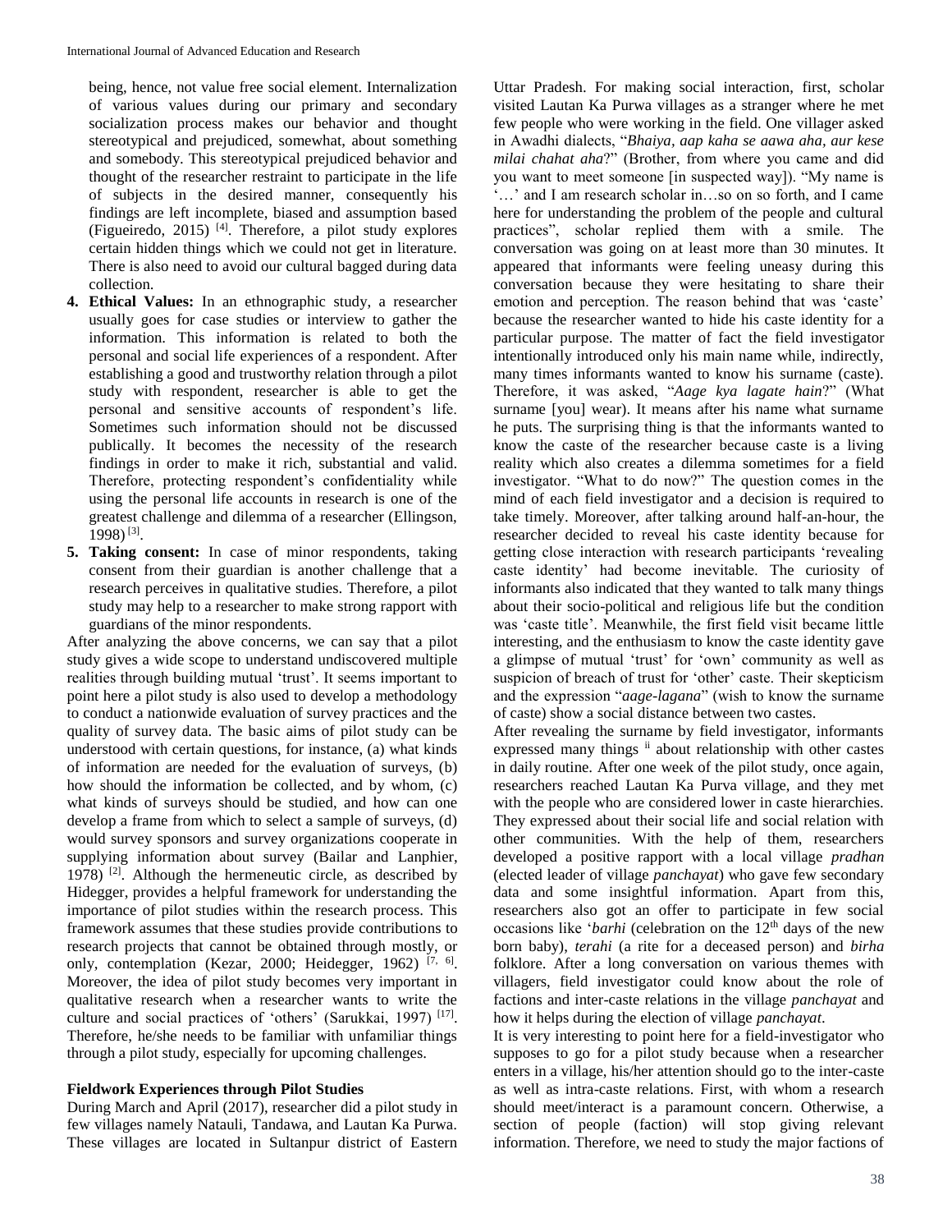being, hence, not value free social element. Internalization of various values during our primary and secondary socialization process makes our behavior and thought stereotypical and prejudiced, somewhat, about something and somebody. This stereotypical prejudiced behavior and thought of the researcher restraint to participate in the life of subjects in the desired manner, consequently his findings are left incomplete, biased and assumption based (Figueiredo, 2015) [4]. Therefore, a pilot study explores certain hidden things which we could not get in literature. There is also need to avoid our cultural bagged during data collection.

4. **Ethical Values:** In an ethnographic study, a researcher usually goes for case studies or interview to gather the information. This information is related to both the personal and social life experiences of a respondent. After establishing a good and trustworthy relation through a pilot study with respondent, researcher is able to get the personal and sensitive accounts of respondent's life. Sometimes such information should not be discussed publically. It becomes the necessity of the research findings in order to make it rich, substantial and valid. Therefore, protecting respondent's confidentiality while using the personal life accounts in research is one of the greatest challenge and dilemma of a researcher (Ellingson, 1998) [3].
5. **Taking consent:** In case of minor respondents, taking consent from their guardian is another challenge that a research perceives in qualitative studies. Therefore, a pilot study may help to a researcher to make strong rapport with guardians of the minor respondents.

After analyzing the above concerns, we can say that a pilot study gives a wide scope to understand undiscovered multiple realities through building mutual 'trust'. It seems important to point here a pilot study is also used to develop a methodology to conduct a nationwide evaluation of survey practices and the quality of survey data. The basic aims of pilot study can be understood with certain questions, for instance, (a) what kinds of information are needed for the evaluation of surveys, (b) how should the information be collected, and by whom, (c) what kinds of surveys should be studied, and how can one develop a frame from which to select a sample of surveys, (d) would survey sponsors and survey organizations cooperate in supplying information about survey (Bailar and Lanphier, 1978) [2]. Although the hermeneutic circle, as described by Hidegger, provides a helpful framework for understanding the importance of pilot studies within the research process. This framework assumes that these studies provide contributions to research projects that cannot be obtained through mostly, or only, contemplation (Kezar, 2000; Heidegger, 1962) [7, 6]. Moreover, the idea of pilot study becomes very important in qualitative research when a researcher wants to write the culture and social practices of 'others' (Sarukkai, 1997) [17]. Therefore, he/she needs to be familiar with unfamiliar things through a pilot study, especially for upcoming challenges.

### Fieldwork Experiences through Pilot Studies

During March and April (2017), researcher did a pilot study in few villages namely Natauli, Tandawa, and Lautan Ka Purwa. These villages are located in Sultanpur district of Eastern Uttar Pradesh. For making social interaction, first, scholar visited Lautan Ka Purwa villages as a stranger where he met few people who were working in the field. One villager asked in Awadhi dialects, "*Bhaiya, aap kaha se aawa aha, aur kese milai chahat aha*?" (Brother, from where you came and did you want to meet someone [in suspected way]). "My name is '…' and I am research scholar in…so on so forth, and I came here for understanding the problem of the people and cultural practices", scholar replied them with a smile. The conversation was going on at least more than 30 minutes. It appeared that informants were feeling uneasy during this conversation because they were hesitating to share their emotion and perception. The reason behind that was 'caste' because the researcher wanted to hide his caste identity for a particular purpose. The matter of fact the field investigator intentionally introduced only his main name while, indirectly, many times informants wanted to know his surname (caste). Therefore, it was asked, "*Aage kya lagate hain*?" (What surname [you] wear). It means after his name what surname he puts. The surprising thing is that the informants wanted to know the caste of the researcher because caste is a living reality which also creates a dilemma sometimes for a field investigator. "What to do now?" The question comes in the mind of each field investigator and a decision is required to take timely. Moreover, after talking around half-an-hour, the researcher decided to reveal his caste identity because for getting close interaction with research participants 'revealing caste identity' had become inevitable. The curiosity of informants also indicated that they wanted to talk many things about their socio-political and religious life but the condition was 'caste title'. Meanwhile, the first field visit became little interesting, and the enthusiasm to know the caste identity gave a glimpse of mutual 'trust' for 'own' community as well as suspicion of breach of trust for 'other' caste. Their skepticism and the expression "*aage-lagana*" (wish to know the surname of caste) show a social distance between two castes.

After revealing the surname by field investigator, informants expressed many things [ii] about relationship with other castes in daily routine. After one week of the pilot study, once again, researchers reached Lautan Ka Purva village, and they met with the people who are considered lower in caste hierarchies. They expressed about their social life and social relation with other communities. With the help of them, researchers developed a positive rapport with a local village *pradhan* (elected leader of village *panchayat*) who gave few secondary data and some insightful information. Apart from this, researchers also got an offer to participate in few social occasions like '*barhi* (celebration on the 12th days of the new born baby), *terahi* (a rite for a deceased person) and *birha* folklore. After a long conversation on various themes with villagers, field investigator could know about the role of factions and inter-caste relations in the village *panchayat* and how it helps during the election of village *panchayat*.

It is very interesting to point here for a field-investigator who supposes to go for a pilot study because when a researcher enters in a village, his/her attention should go to the inter-caste as well as intra-caste relations. First, with whom a research should meet/interact is a paramount concern. Otherwise, a section of people (faction) will stop giving relevant information. Therefore, we need to study the major factions of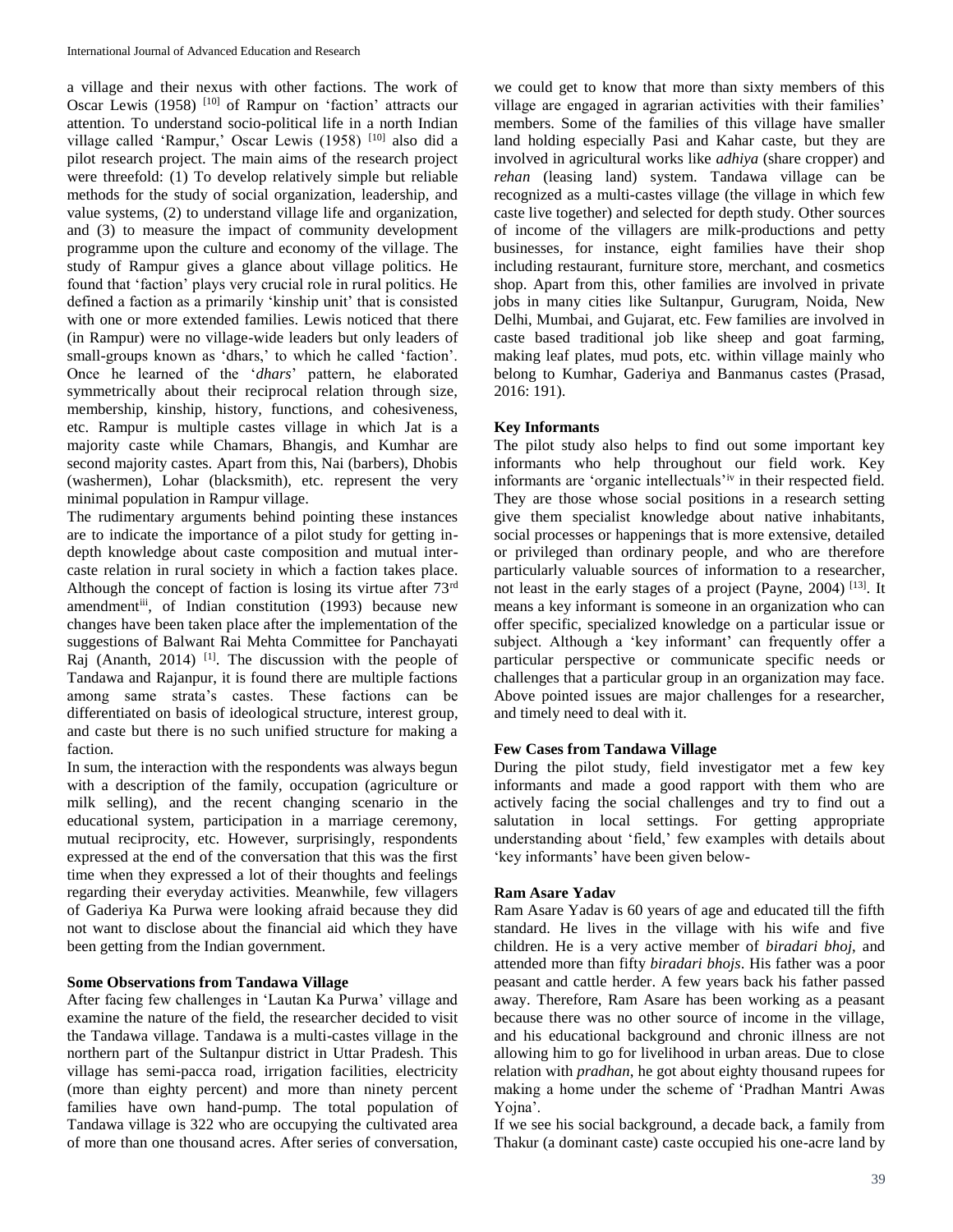a village and their nexus with other factions. The work of Oscar Lewis (1958) [10] of Rampur on 'faction' attracts our attention. To understand socio-political life in a north Indian village called 'Rampur,' Oscar Lewis (1958) [10] also did a pilot research project. The main aims of the research project were threefold: (1) To develop relatively simple but reliable methods for the study of social organization, leadership, and value systems, (2) to understand village life and organization, and (3) to measure the impact of community development programme upon the culture and economy of the village. The study of Rampur gives a glance about village politics. He found that 'faction' plays very crucial role in rural politics. He defined a faction as a primarily 'kinship unit' that is consisted with one or more extended families. Lewis noticed that there (in Rampur) were no village-wide leaders but only leaders of small-groups known as 'dhars,' to which he called 'faction'. Once he learned of the '*dhars*' pattern, he elaborated symmetrically about their reciprocal relation through size, membership, kinship, history, functions, and cohesiveness, etc. Rampur is multiple castes village in which Jat is a majority caste while Chamars, Bhangis, and Kumhar are second majority castes. Apart from this, Nai (barbers), Dhobis (washermen), Lohar (blacksmith), etc. represent the very minimal population in Rampur village.

The rudimentary arguments behind pointing these instances are to indicate the importance of a pilot study for getting in-depth knowledge about caste composition and mutual inter-caste relation in rural society in which a faction takes place. Although the concept of faction is losing its virtue after 73rd amendment[iii], of Indian constitution (1993) because new changes have been taken place after the implementation of the suggestions of Balwant Rai Mehta Committee for Panchayati Raj (Ananth, 2014) [1]. The discussion with the people of Tandawa and Rajanpur, it is found there are multiple factions among same strata's castes. These factions can be differentiated on basis of ideological structure, interest group, and caste but there is no such unified structure for making a faction.

In sum, the interaction with the respondents was always begun with a description of the family, occupation (agriculture or milk selling), and the recent changing scenario in the educational system, participation in a marriage ceremony, mutual reciprocity, etc. However, surprisingly, respondents expressed at the end of the conversation that this was the first time when they expressed a lot of their thoughts and feelings regarding their everyday activities. Meanwhile, few villagers of Gaderiya Ka Purwa were looking afraid because they did not want to disclose about the financial aid which they have been getting from the Indian government.

## Some Observations from Tandawa Village

After facing few challenges in 'Lautan Ka Purwa' village and examine the nature of the field, the researcher decided to visit the Tandawa village. Tandawa is a multi-castes village in the northern part of the Sultanpur district in Uttar Pradesh. This village has semi-pacca road, irrigation facilities, electricity (more than eighty percent) and more than ninety percent families have own hand-pump. The total population of Tandawa village is 322 who are occupying the cultivated area of more than one thousand acres. After series of conversation, we could get to know that more than sixty members of this village are engaged in agrarian activities with their families' members. Some of the families of this village have smaller land holding especially Pasi and Kahar caste, but they are involved in agricultural works like *adhiya* (share cropper) and *rehan* (leasing land) system. Tandawa village can be recognized as a multi-castes village (the village in which few caste live together) and selected for depth study. Other sources of income of the villagers are milk-productions and petty businesses, for instance, eight families have their shop including restaurant, furniture store, merchant, and cosmetics shop. Apart from this, other families are involved in private jobs in many cities like Sultanpur, Gurugram, Noida, New Delhi, Mumbai, and Gujarat, etc. Few families are involved in caste based traditional job like sheep and goat farming, making leaf plates, mud pots, etc. within village mainly who belong to Kumhar, Gaderiya and Banmanus castes (Prasad, 2016: 191).

## Key Informants

The pilot study also helps to find out some important key informants who help throughout our field work. Key informants are 'organic intellectuals'[iv] in their respected field. They are those whose social positions in a research setting give them specialist knowledge about native inhabitants, social processes or happenings that is more extensive, detailed or privileged than ordinary people, and who are therefore particularly valuable sources of information to a researcher, not least in the early stages of a project (Payne, 2004) [13]. It means a key informant is someone in an organization who can offer specific, specialized knowledge on a particular issue or subject. Although a 'key informant' can frequently offer a particular perspective or communicate specific needs or challenges that a particular group in an organization may face. Above pointed issues are major challenges for a researcher, and timely need to deal with it.

## Few Cases from Tandawa Village

During the pilot study, field investigator met a few key informants and made a good rapport with them who are actively facing the social challenges and try to find out a salutation in local settings. For getting appropriate understanding about 'field,' few examples with details about 'key informants' have been given below-

### Ram Asare Yadav

Ram Asare Yadav is 60 years of age and educated till the fifth standard. He lives in the village with his wife and five children. He is a very active member of *biradari bhoj*, and attended more than fifty *biradari bhojs*. His father was a poor peasant and cattle herder. A few years back his father passed away. Therefore, Ram Asare has been working as a peasant because there was no other source of income in the village, and his educational background and chronic illness are not allowing him to go for livelihood in urban areas. Due to close relation with *pradhan*, he got about eighty thousand rupees for making a home under the scheme of 'Pradhan Mantri Awas Yojna'.

If we see his social background, a decade back, a family from Thakur (a dominant caste) caste occupied his one-acre land by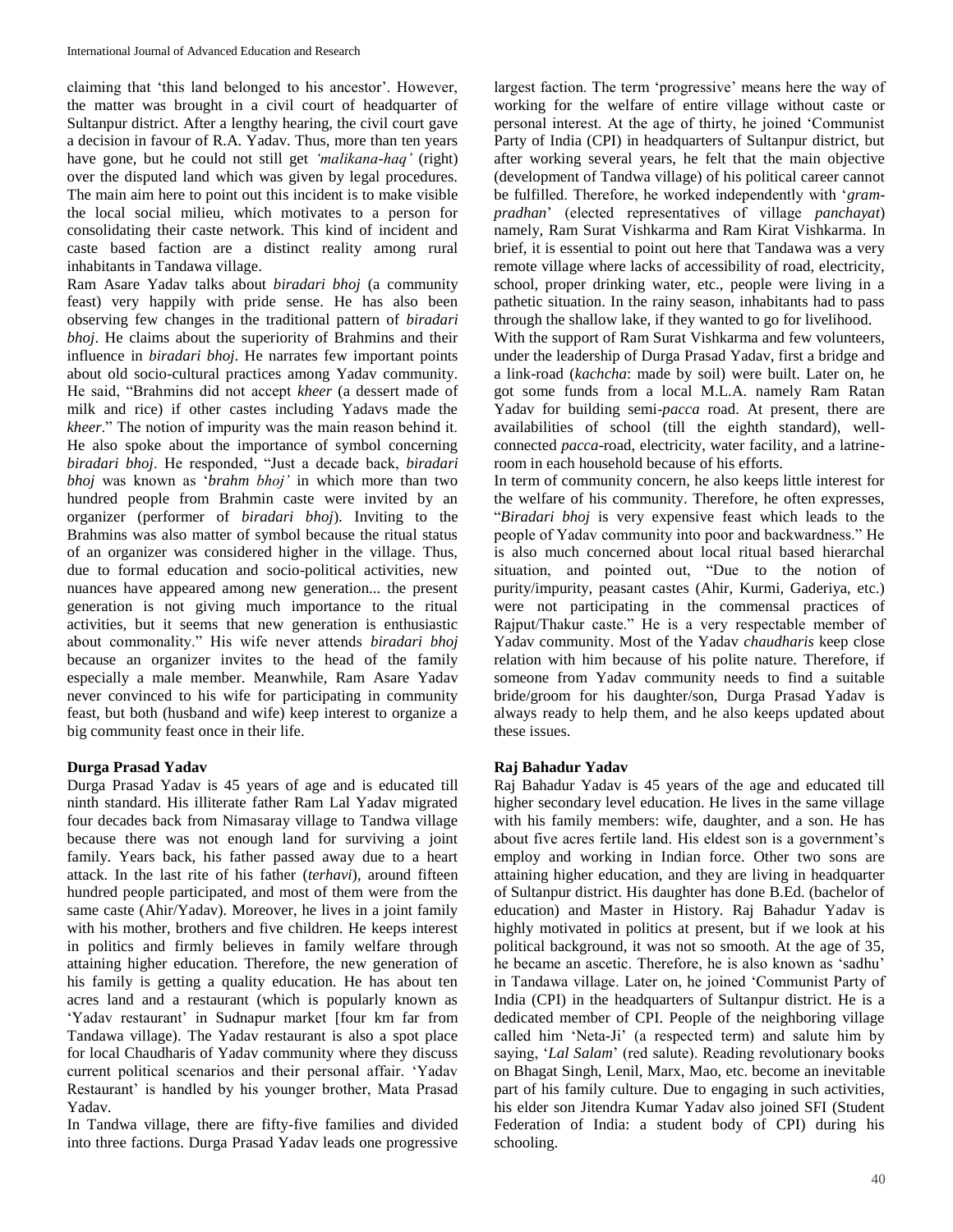claiming that 'this land belonged to his ancestor'. However, the matter was brought in a civil court of headquarter of Sultanpur district. After a lengthy hearing, the civil court gave a decision in favour of R.A. Yadav. Thus, more than ten years have gone, but he could not still get *'malikana-haq'* (right) over the disputed land which was given by legal procedures. The main aim here to point out this incident is to make visible the local social milieu, which motivates to a person for consolidating their caste network. This kind of incident and caste based faction are a distinct reality among rural inhabitants in Tandawa village.

Ram Asare Yadav talks about *biradari bhoj* (a community feast) very happily with pride sense. He has also been observing few changes in the traditional pattern of *biradari bhoj*. He claims about the superiority of Brahmins and their influence in *biradari bhoj*. He narrates few important points about old socio-cultural practices among Yadav community. He said, "Brahmins did not accept *kheer* (a dessert made of milk and rice) if other castes including Yadavs made the *kheer*." The notion of impurity was the main reason behind it. He also spoke about the importance of symbol concerning *biradari bhoj*. He responded, "Just a decade back, *biradari bhoj* was known as '*brahm bhoj'* in which more than two hundred people from Brahmin caste were invited by an organizer (performer of *biradari bhoj*). Inviting to the Brahmins was also matter of symbol because the ritual status of an organizer was considered higher in the village. Thus, due to formal education and socio-political activities, new nuances have appeared among new generation... the present generation is not giving much importance to the ritual activities, but it seems that new generation is enthusiastic about commonality." His wife never attends *biradari bhoj* because an organizer invites to the head of the family especially a male member. Meanwhile, Ram Asare Yadav never convinced to his wife for participating in community feast, but both (husband and wife) keep interest to organize a big community feast once in their life.

**Durga Prasad Yadav**

Durga Prasad Yadav is 45 years of age and is educated till ninth standard. His illiterate father Ram Lal Yadav migrated four decades back from Nimasaray village to Tandwa village because there was not enough land for surviving a joint family. Years back, his father passed away due to a heart attack. In the last rite of his father (*terhavi*), around fifteen hundred people participated, and most of them were from the same caste (Ahir/Yadav). Moreover, he lives in a joint family with his mother, brothers and five children. He keeps interest in politics and firmly believes in family welfare through attaining higher education. Therefore, the new generation of his family is getting a quality education. He has about ten acres land and a restaurant (which is popularly known as 'Yadav restaurant' in Sudnapur market [four km far from Tandawa village). The Yadav restaurant is also a spot place for local Chaudharis of Yadav community where they discuss current political scenarios and their personal affair. 'Yadav Restaurant' is handled by his younger brother, Mata Prasad Yadav.

In Tandwa village, there are fifty-five families and divided into three factions. Durga Prasad Yadav leads one progressive largest faction. The term 'progressive' means here the way of working for the welfare of entire village without caste or personal interest. At the age of thirty, he joined 'Communist Party of India (CPI) in headquarters of Sultanpur district, but after working several years, he felt that the main objective (development of Tandwa village) of his political career cannot be fulfilled. Therefore, he worked independently with '*gram-pradhan*' (elected representatives of village *panchayat*) namely, Ram Surat Vishkarma and Ram Kirat Vishkarma. In brief, it is essential to point out here that Tandawa was a very remote village where lacks of accessibility of road, electricity, school, proper drinking water, etc., people were living in a pathetic situation. In the rainy season, inhabitants had to pass through the shallow lake, if they wanted to go for livelihood.

With the support of Ram Surat Vishkarma and few volunteers, under the leadership of Durga Prasad Yadav, first a bridge and a link-road (*kachcha*: made by soil) were built. Later on, he got some funds from a local M.L.A. namely Ram Ratan Yadav for building semi-*pacca* road. At present, there are availabilities of school (till the eighth standard), well-connected *pacca*-road, electricity, water facility, and a latrine-room in each household because of his efforts.

In term of community concern, he also keeps little interest for the welfare of his community. Therefore, he often expresses, "*Biradari bhoj* is very expensive feast which leads to the people of Yadav community into poor and backwardness." He is also much concerned about local ritual based hierarchal situation, and pointed out, "Due to the notion of purity/impurity, peasant castes (Ahir, Kurmi, Gaderiya, etc.) were not participating in the commensal practices of Rajput/Thakur caste." He is a very respectable member of Yadav community. Most of the Yadav *chaudharis* keep close relation with him because of his polite nature. Therefore, if someone from Yadav community needs to find a suitable bride/groom for his daughter/son, Durga Prasad Yadav is always ready to help them, and he also keeps updated about these issues.

**Raj Bahadur Yadav**

Raj Bahadur Yadav is 45 years of the age and educated till higher secondary level education. He lives in the same village with his family members: wife, daughter, and a son. He has about five acres fertile land. His eldest son is a government's employ and working in Indian force. Other two sons are attaining higher education, and they are living in headquarter of Sultanpur district. His daughter has done B.Ed. (bachelor of education) and Master in History. Raj Bahadur Yadav is highly motivated in politics at present, but if we look at his political background, it was not so smooth. At the age of 35, he became an ascetic. Therefore, he is also known as 'sadhu' in Tandawa village. Later on, he joined 'Communist Party of India (CPI) in the headquarters of Sultanpur district. He is a dedicated member of CPI. People of the neighboring village called him 'Neta-Ji' (a respected term) and salute him by saying, '*Lal Salam*' (red salute). Reading revolutionary books on Bhagat Singh, Lenil, Marx, Mao, etc. become an inevitable part of his family culture. Due to engaging in such activities, his elder son Jitendra Kumar Yadav also joined SFI (Student Federation of India: a student body of CPI) during his schooling.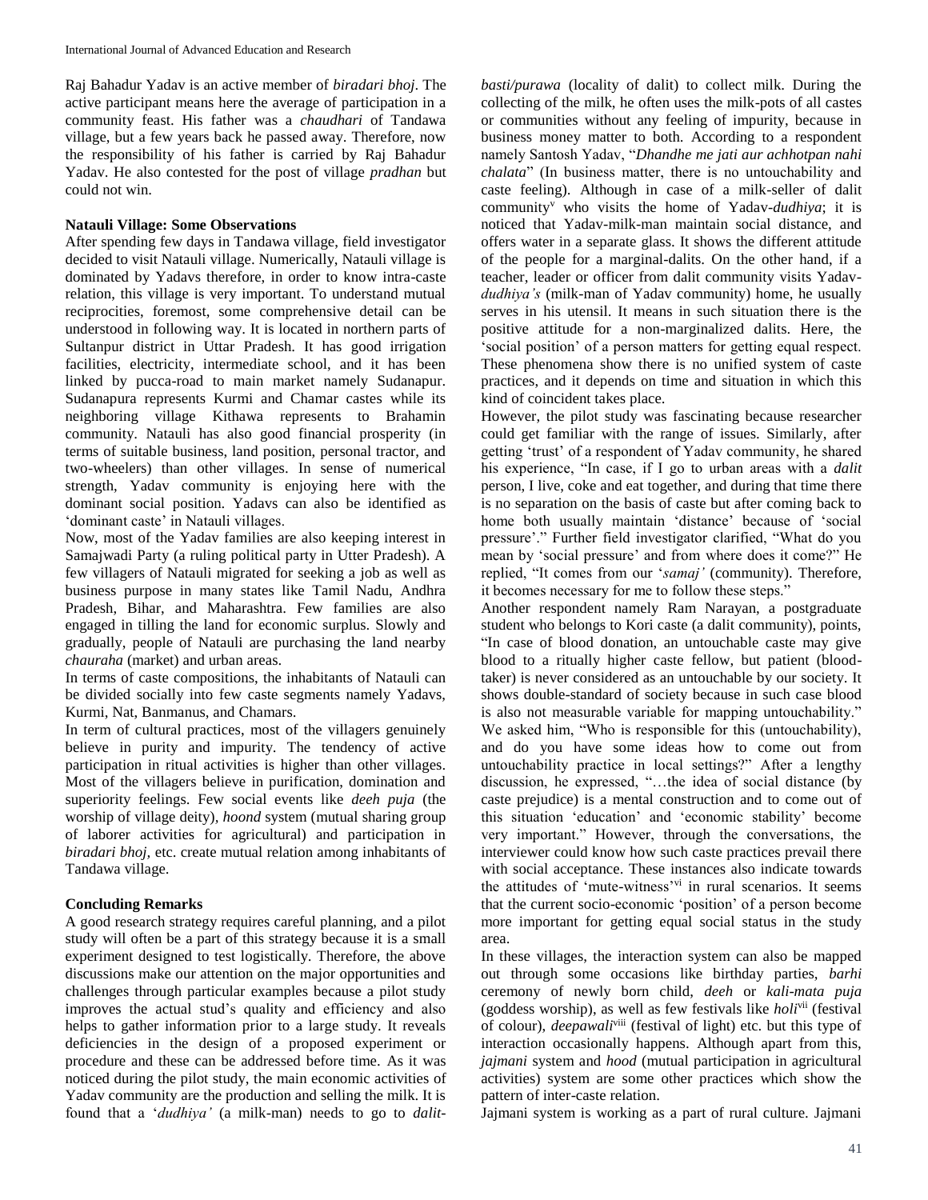Raj Bahadur Yadav is an active member of *biradari bhoj*. The active participant means here the average of participation in a community feast. His father was a *chaudhari* of Tandawa village, but a few years back he passed away. Therefore, now the responsibility of his father is carried by Raj Bahadur Yadav. He also contested for the post of village *pradhan* but could not win.

**Natauli Village: Some Observations**

After spending few days in Tandawa village, field investigator decided to visit Natauli village. Numerically, Natauli village is dominated by Yadavs therefore, in order to know intra-caste relation, this village is very important. To understand mutual reciprocities, foremost, some comprehensive detail can be understood in following way. It is located in northern parts of Sultanpur district in Uttar Pradesh. It has good irrigation facilities, electricity, intermediate school, and it has been linked by pucca-road to main market namely Sudanapur. Sudanapura represents Kurmi and Chamar castes while its neighboring village Kithawa represents to Brahamin community. Natauli has also good financial prosperity (in terms of suitable business, land position, personal tractor, and two-wheelers) than other villages. In sense of numerical strength, Yadav community is enjoying here with the dominant social position. Yadavs can also be identified as 'dominant caste' in Natauli villages.

Now, most of the Yadav families are also keeping interest in Samajwadi Party (a ruling political party in Utter Pradesh). A few villagers of Natauli migrated for seeking a job as well as business purpose in many states like Tamil Nadu, Andhra Pradesh, Bihar, and Maharashtra. Few families are also engaged in tilling the land for economic surplus. Slowly and gradually, people of Natauli are purchasing the land nearby *chauraha* (market) and urban areas.

In terms of caste compositions, the inhabitants of Natauli can be divided socially into few caste segments namely Yadavs, Kurmi, Nat, Banmanus, and Chamars.

In term of cultural practices, most of the villagers genuinely believe in purity and impurity. The tendency of active participation in ritual activities is higher than other villages. Most of the villagers believe in purification, domination and superiority feelings. Few social events like *deeh puja* (the worship of village deity), *hoond* system (mutual sharing group of laborer activities for agricultural) and participation in *biradari bhoj*, etc. create mutual relation among inhabitants of Tandawa village.

**Concluding Remarks**

A good research strategy requires careful planning, and a pilot study will often be a part of this strategy because it is a small experiment designed to test logistically. Therefore, the above discussions make our attention on the major opportunities and challenges through particular examples because a pilot study improves the actual stud's quality and efficiency and also helps to gather information prior to a large study. It reveals deficiencies in the design of a proposed experiment or procedure and these can be addressed before time. As it was noticed during the pilot study, the main economic activities of Yadav community are the production and selling the milk. It is found that a '*dudhiya'* (a milk-man) needs to go to *dalit-basti/purawa* (locality of dalit) to collect milk. During the collecting of the milk, he often uses the milk-pots of all castes or communities without any feeling of impurity, because in business money matter to both. According to a respondent namely Santosh Yadav, "*Dhandhe me jati aur achhotpan nahi chalata*" (In business matter, there is no untouchability and caste feeling). Although in case of a milk-seller of dalit community[v] who visits the home of Yadav-*dudhiya*; it is noticed that Yadav-milk-man maintain social distance, and offers water in a separate glass. It shows the different attitude of the people for a marginal-dalits. On the other hand, if a teacher, leader or officer from dalit community visits Yadav-*dudhiya's* (milk-man of Yadav community) home, he usually serves in his utensil. It means in such situation there is the positive attitude for a non-marginalized dalits. Here, the 'social position' of a person matters for getting equal respect. These phenomena show there is no unified system of caste practices, and it depends on time and situation in which this kind of coincident takes place.

However, the pilot study was fascinating because researcher could get familiar with the range of issues. Similarly, after getting 'trust' of a respondent of Yadav community, he shared his experience, "In case, if I go to urban areas with a *dalit* person, I live, coke and eat together, and during that time there is no separation on the basis of caste but after coming back to home both usually maintain 'distance' because of 'social pressure'." Further field investigator clarified, "What do you mean by 'social pressure' and from where does it come?" He replied, "It comes from our '*samaj'* (community). Therefore, it becomes necessary for me to follow these steps."

Another respondent namely Ram Narayan, a postgraduate student who belongs to Kori caste (a dalit community), points, "In case of blood donation, an untouchable caste may give blood to a ritually higher caste fellow, but patient (blood-taker) is never considered as an untouchable by our society. It shows double-standard of society because in such case blood is also not measurable variable for mapping untouchability." We asked him, "Who is responsible for this (untouchability), and do you have some ideas how to come out from untouchability practice in local settings?" After a lengthy discussion, he expressed, "…the idea of social distance (by caste prejudice) is a mental construction and to come out of this situation 'education' and 'economic stability' become very important." However, through the conversations, the interviewer could know how such caste practices prevail there with social acceptance. These instances also indicate towards the attitudes of 'mute-witness'[vi] in rural scenarios. It seems that the current socio-economic 'position' of a person become more important for getting equal social status in the study area.

In these villages, the interaction system can also be mapped out through some occasions like birthday parties, *barhi* ceremony of newly born child, *deeh* or *kali-mata puja* (goddess worship), as well as few festivals like *holi*[vii] (festival of colour), *deepawali*[viii] (festival of light) etc. but this type of interaction occasionally happens. Although apart from this, *jajmani* system and *hood* (mutual participation in agricultural activities) system are some other practices which show the pattern of inter-caste relation.

Jajmani system is working as a part of rural culture. Jajmani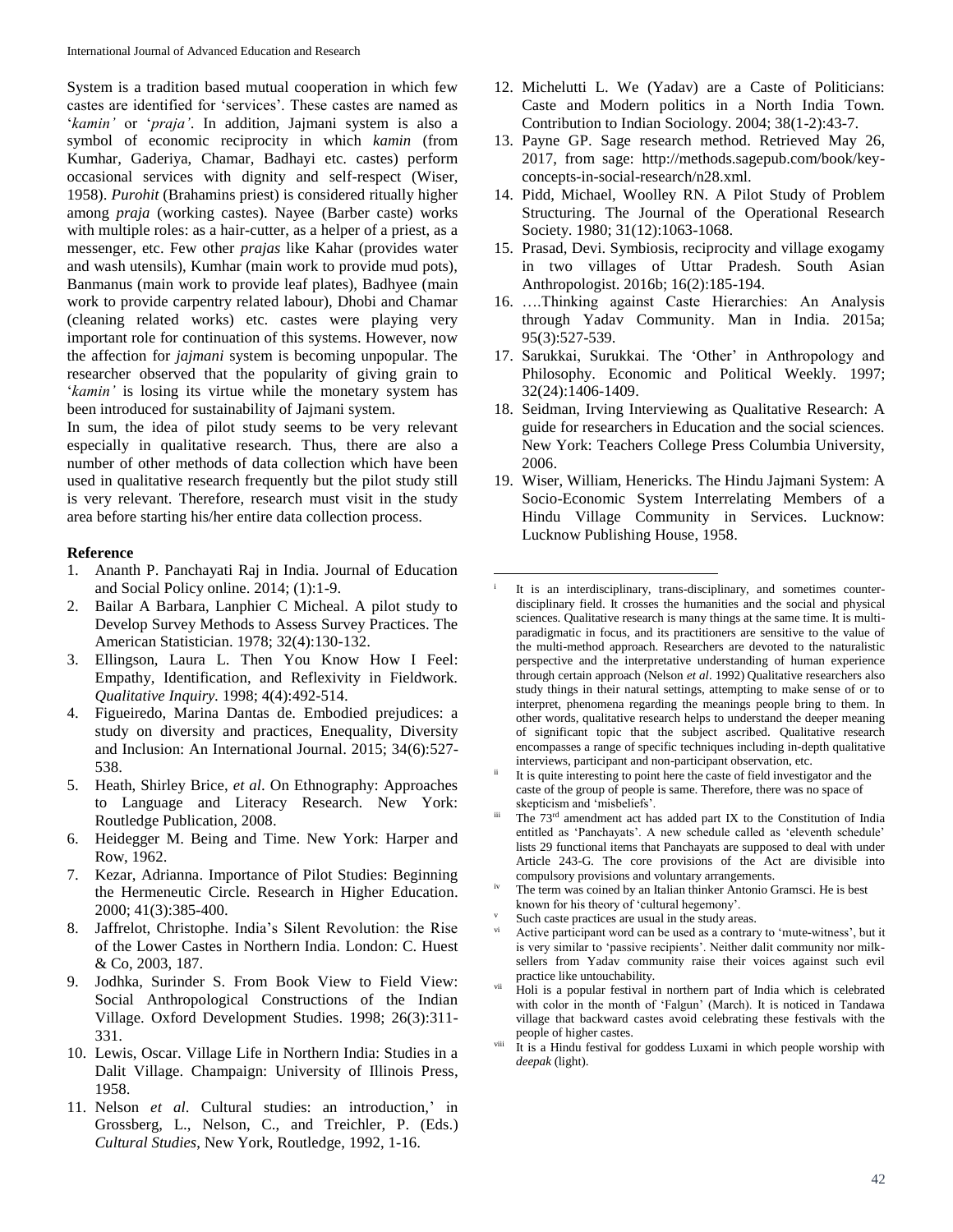System is a tradition based mutual cooperation in which few castes are identified for 'services'. These castes are named as '*kamin'* or '*praja'*. In addition, Jajmani system is also a symbol of economic reciprocity in which *kamin* (from Kumhar, Gaderiya, Chamar, Badhayi etc. castes) perform occasional services with dignity and self-respect (Wiser, 1958). *Purohit* (Brahamins priest) is considered ritually higher among *praja* (working castes). Nayee (Barber caste) works with multiple roles: as a hair-cutter, as a helper of a priest, as a messenger, etc. Few other *prajas* like Kahar (provides water and wash utensils), Kumhar (main work to provide mud pots), Banmanus (main work to provide leaf plates), Badhyee (main work to provide carpentry related labour), Dhobi and Chamar (cleaning related works) etc. castes were playing very important role for continuation of this systems. However, now the affection for *jajmani* system is becoming unpopular. The researcher observed that the popularity of giving grain to '*kamin'* is losing its virtue while the monetary system has been introduced for sustainability of Jajmani system.

In sum, the idea of pilot study seems to be very relevant especially in qualitative research. Thus, there are also a number of other methods of data collection which have been used in qualitative research frequently but the pilot study still is very relevant. Therefore, research must visit in the study area before starting his/her entire data collection process.

**Reference**

1. Ananth P. Panchayati Raj in India. Journal of Education and Social Policy online. 2014; (1):1-9.
2. Bailar A Barbara, Lanphier C Micheal. A pilot study to Develop Survey Methods to Assess Survey Practices. The American Statistician. 1978; 32(4):130-132.
3. Ellingson, Laura L. Then You Know How I Feel: Empathy, Identification, and Reflexivity in Fieldwork. *Qualitative Inquiry*. 1998; 4(4):492-514.
4. Figueiredo, Marina Dantas de. Embodied prejudices: a study on diversity and practices, Enequality, Diversity and Inclusion: An International Journal. 2015; 34(6):527-538.
5. Heath, Shirley Brice, *et al*. On Ethnography: Approaches to Language and Literacy Research. New York: Routledge Publication, 2008.
6. Heidegger M. Being and Time. New York: Harper and Row, 1962.
7. Kezar, Adrianna. Importance of Pilot Studies: Beginning the Hermeneutic Circle. Research in Higher Education. 2000; 41(3):385-400.
8. Jaffrelot, Christophe. India's Silent Revolution: the Rise of the Lower Castes in Northern India. London: C. Huest & Co, 2003, 187.
9. Jodhka, Surinder S. From Book View to Field View: Social Anthropological Constructions of the Indian Village. Oxford Development Studies. 1998; 26(3):311-331.
10. Lewis, Oscar. Village Life in Northern India: Studies in a Dalit Village. Champaign: University of Illinois Press, 1958.
11. Nelson *et al*. Cultural studies: an introduction,' in Grossberg, L., Nelson, C., and Treichler, P. (Eds.) *Cultural Studies*, New York, Routledge, 1992, 1-16.
12. Michelutti L. We (Yadav) are a Caste of Politicians: Caste and Modern politics in a North India Town. Contribution to Indian Sociology. 2004; 38(1-2):43-7.
13. Payne GP. Sage research method. Retrieved May 26, 2017, from sage: http://methods.sagepub.com/book/key-concepts-in-social-research/n28.xml.
14. Pidd, Michael, Woolley RN. A Pilot Study of Problem Structuring. The Journal of the Operational Research Society. 1980; 31(12):1063-1068.
15. Prasad, Devi. Symbiosis, reciprocity and village exogamy in two villages of Uttar Pradesh. South Asian Anthropologist. 2016b; 16(2):185-194.
16. ….Thinking against Caste Hierarchies: An Analysis through Yadav Community. Man in India. 2015a; 95(3):527-539.
17. Sarukkai, Surukkai. The 'Other' in Anthropology and Philosophy. Economic and Political Weekly. 1997; 32(24):1406-1409.
18. Seidman, Irving Interviewing as Qualitative Research: A guide for researchers in Education and the social sciences. New York: Teachers College Press Columbia University, 2006.
19. Wiser, William, Henericks. The Hindu Jajmani System: A Socio-Economic System Interrelating Members of a Hindu Village Community in Services. Lucknow: Lucknow Publishing House, 1958.

---

[i] It is an interdisciplinary, trans-disciplinary, and sometimes counter-disciplinary field. It crosses the humanities and the social and physical sciences. Qualitative research is many things at the same time. It is multi-paradigmatic in focus, and its practitioners are sensitive to the value of the multi-method approach. Researchers are devoted to the naturalistic perspective and the interpretative understanding of human experience through certain approach (Nelson *et al*. 1992) Qualitative researchers also study things in their natural settings, attempting to make sense of or to interpret, phenomena regarding the meanings people bring to them. In other words, qualitative research helps to understand the deeper meaning of significant topic that the subject ascribed. Qualitative research encompasses a range of specific techniques including in-depth qualitative interviews, participant and non-participant observation, etc.

[ii] It is quite interesting to point here the caste of field investigator and the caste of the group of people is same. Therefore, there was no space of skepticism and 'misbeliefs'.

[iii] The 73rd amendment act has added part IX to the Constitution of India entitled as 'Panchayats'. A new schedule called as 'eleventh schedule' lists 29 functional items that Panchayats are supposed to deal with under Article 243-G. The core provisions of the Act are divisible into compulsory provisions and voluntary arrangements.

[iv] The term was coined by an Italian thinker Antonio Gramsci. He is best known for his theory of 'cultural hegemony'.

[v] Such caste practices are usual in the study areas.

[vi] Active participant word can be used as a contrary to 'mute-witness', but it is very similar to 'passive recipients'. Neither dalit community nor milk-sellers from Yadav community raise their voices against such evil practice like untouchability.

[vii] Holi is a popular festival in northern part of India which is celebrated with color in the month of 'Falgun' (March). It is noticed in Tandawa village that backward castes avoid celebrating these festivals with the people of higher castes.

[viii] It is a Hindu festival for goddess Luxami in which people worship with *deepak* (light).